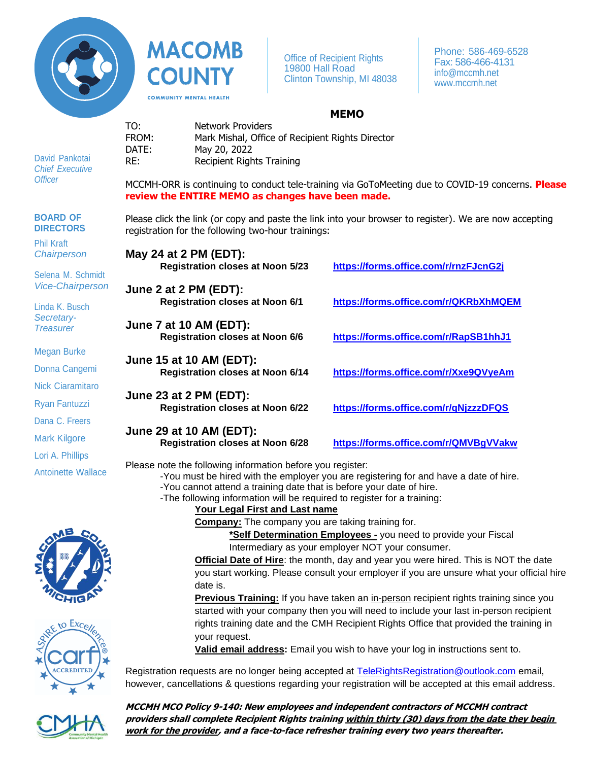# MACOMB COUNTY

COMMUNITY MENTAL HEALTH

Office of Recipient Rights
19800 Hall Road
Clinton Township, MI 48038

Phone: 586-469-6528
Fax: 586-466-4131
info@mccmh.net
www.mccmh.net

David Pankotai
*Chief Executive Officer*

**BOARD OF DIRECTORS**

Phil Kraft
*Chairperson*

Selena M. Schmidt
*Vice-Chairperson*

Linda K. Busch
*Secretary-Treasurer*

Megan Burke

Donna Cangemi

Nick Ciaramitaro

Ryan Fantuzzi

Dana C. Freers

Mark Kilgore

Lori A. Phillips

Antoinette Wallace

## MEMO

TO: Network Providers
FROM: Mark Mishal, Office of Recipient Rights Director
DATE: May 20, 2022
RE: Recipient Rights Training

MCCMH-ORR is continuing to conduct tele-training via GoToMeeting due to COVID-19 concerns. **Please review the ENTIRE MEMO as changes have been made.**

Please click the link (or copy and paste the link into your browser to register). We are now accepting registration for the following two-hour trainings:

**May 24 at 2 PM (EDT):**
**Registration closes at Noon 5/23** — **https://forms.office.com/r/rnzFJcnG2j**

**June 2 at 2 PM (EDT):**
**Registration closes at Noon 6/1** — **https://forms.office.com/r/QKRbXhMQEM**

**June 7 at 10 AM (EDT):**
**Registration closes at Noon 6/6** — **https://forms.office.com/r/RapSB1hhJ1**

**June 15 at 10 AM (EDT):**
**Registration closes at Noon 6/14** — **https://forms.office.com/r/Xxe9QVyeAm**

**June 23 at 2 PM (EDT):**
**Registration closes at Noon 6/22** — **https://forms.office.com/r/qNjzzzDFQS**

**June 29 at 10 AM (EDT):**
**Registration closes at Noon 6/28** — **https://forms.office.com/r/QMVBgVVakw**

Please note the following information before you register:

- -You must be hired with the employer you are registering for and have a date of hire.
- -You cannot attend a training date that is before your date of hire.
- -The following information will be required to register for a training:
  - **Your Legal First and Last name**
  - **Company:** The company you are taking training for.
    - ***Self Determination Employees -** you need to provide your Fiscal Intermediary as your employer NOT your consumer.
  - **Official Date of Hire**: the month, day and year you were hired. This is NOT the date you start working. Please consult your employer if you are unsure what your official hire date is.
  - **Previous Training:** If you have taken an in-person recipient rights training since you started with your company then you will need to include your last in-person recipient rights training date and the CMH Recipient Rights Office that provided the training in your request.
  - **Valid email address:** Email you wish to have your log in instructions sent to.

Registration requests are no longer being accepted at TeleRightsRegistration@outlook.com email, however, cancellations & questions regarding your registration will be accepted at this email address.

***MCCMH MCO Policy 9-140: New employees and independent contractors of MCCMH contract providers shall complete Recipient Rights training within thirty (30) days from the date they begin work for the provider, and a face-to-face refresher training every two years thereafter.***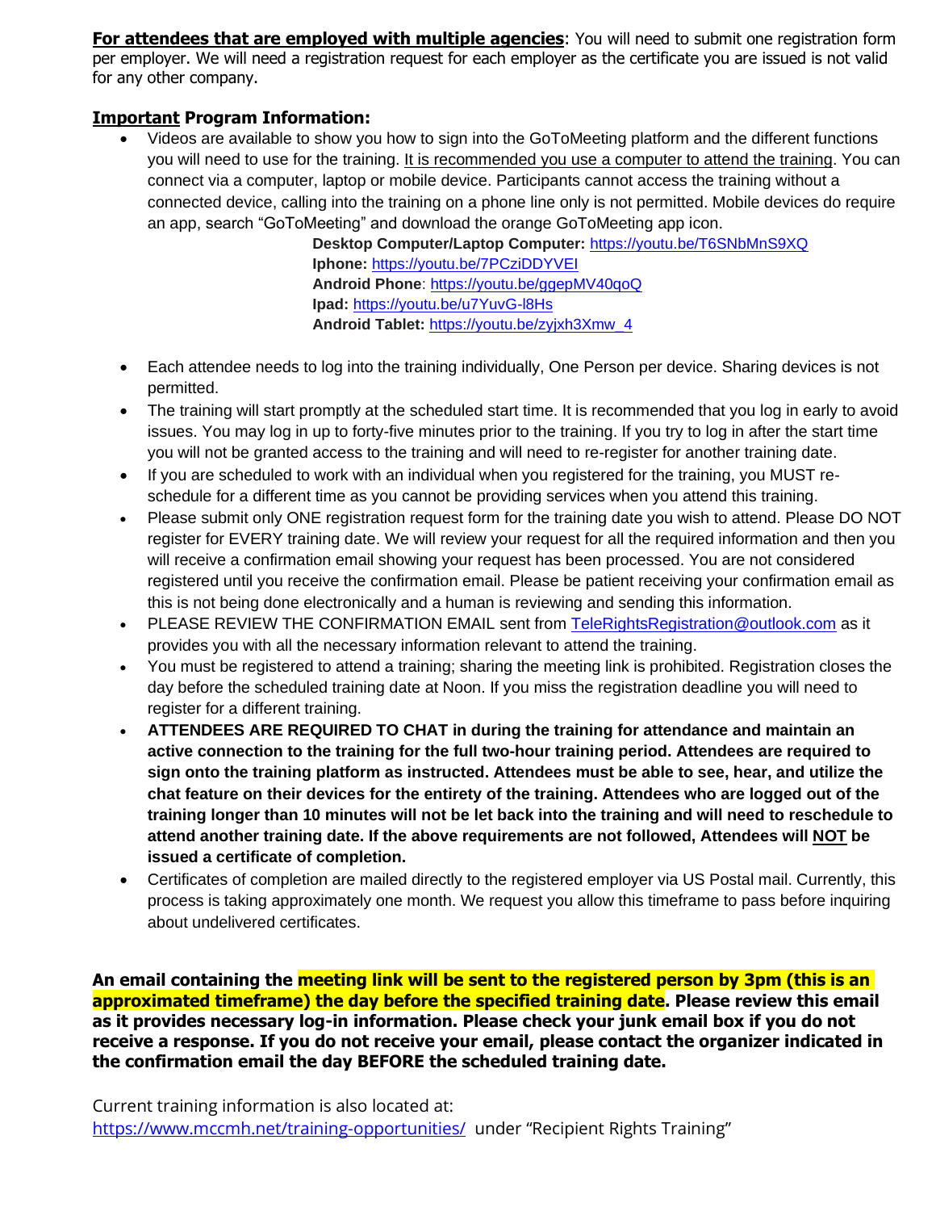**For attendees that are employed with multiple agencies**: You will need to submit one registration form per employer. We will need a registration request for each employer as the certificate you are issued is not valid for any other company.

**Important Program Information:**

- Videos are available to show you how to sign into the GoToMeeting platform and the different functions you will need to use for the training. It is recommended you use a computer to attend the training. You can connect via a computer, laptop or mobile device. Participants cannot access the training without a connected device, calling into the training on a phone line only is not permitted. Mobile devices do require an app, search "GoToMeeting" and download the orange GoToMeeting app icon.

  **Desktop Computer/Laptop Computer:** https://youtu.be/T6SNbMnS9XQ
  **Iphone:** https://youtu.be/7PCziDDYVEI
  **Android Phone**: https://youtu.be/ggepMV40qoQ
  **Ipad:** https://youtu.be/u7YuvG-l8Hs
  **Android Tablet:** https://youtu.be/zyjxh3Xmw_4

- Each attendee needs to log into the training individually, One Person per device. Sharing devices is not permitted.
- The training will start promptly at the scheduled start time. It is recommended that you log in early to avoid issues. You may log in up to forty-five minutes prior to the training. If you try to log in after the start time you will not be granted access to the training and will need to re-register for another training date.
- If you are scheduled to work with an individual when you registered for the training, you MUST re-schedule for a different time as you cannot be providing services when you attend this training.
- Please submit only ONE registration request form for the training date you wish to attend. Please DO NOT register for EVERY training date. We will review your request for all the required information and then you will receive a confirmation email showing your request has been processed. You are not considered registered until you receive the confirmation email. Please be patient receiving your confirmation email as this is not being done electronically and a human is reviewing and sending this information.
- PLEASE REVIEW THE CONFIRMATION EMAIL sent from TeleRightsRegistration@outlook.com as it provides you with all the necessary information relevant to attend the training.
- You must be registered to attend a training; sharing the meeting link is prohibited. Registration closes the day before the scheduled training date at Noon. If you miss the registration deadline you will need to register for a different training.
- **ATTENDEES ARE REQUIRED TO CHAT in during the training for attendance and maintain an active connection to the training for the full two-hour training period. Attendees are required to sign onto the training platform as instructed. Attendees must be able to see, hear, and utilize the chat feature on their devices for the entirety of the training. Attendees who are logged out of the training longer than 10 minutes will not be let back into the training and will need to reschedule to attend another training date. If the above requirements are not followed, Attendees will NOT be issued a certificate of completion.**
- Certificates of completion are mailed directly to the registered employer via US Postal mail. Currently, this process is taking approximately one month. We request you allow this timeframe to pass before inquiring about undelivered certificates.

**An email containing the meeting link will be sent to the registered person by 3pm (this is an approximated timeframe) the day before the specified training date. Please review this email as it provides necessary log-in information. Please check your junk email box if you do not receive a response. If you do not receive your email, please contact the organizer indicated in the confirmation email the day BEFORE the scheduled training date.**

Current training information is also located at:
https://www.mccmh.net/training-opportunities/ under "Recipient Rights Training"